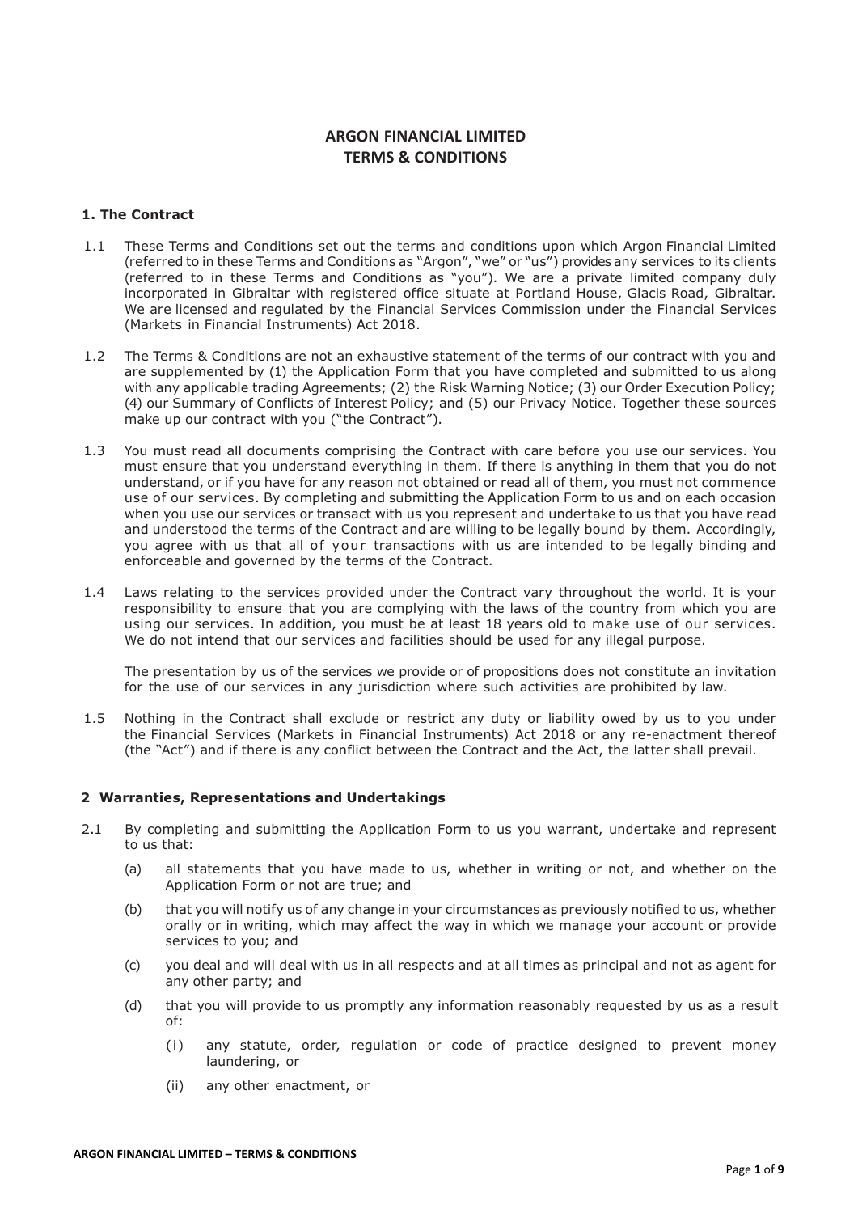# ARGON FINANCIAL LIMITED
# TERMS & CONDITIONS

## 1. The Contract

1.1 These Terms and Conditions set out the terms and conditions upon which Argon Financial Limited (referred to in these Terms and Conditions as "Argon", "we" or "us") provides any services to its clients (referred to in these Terms and Conditions as "you"). We are a private limited company duly incorporated in Gibraltar with registered office situate at Portland House, Glacis Road, Gibraltar. We are licensed and regulated by the Financial Services Commission under the Financial Services (Markets in Financial Instruments) Act 2018.

1.2 The Terms & Conditions are not an exhaustive statement of the terms of our contract with you and are supplemented by (1) the Application Form that you have completed and submitted to us along with any applicable trading Agreements; (2) the Risk Warning Notice; (3) our Order Execution Policy; (4) our Summary of Conflicts of Interest Policy; and (5) our Privacy Notice. Together these sources make up our contract with you ("the Contract").

1.3 You must read all documents comprising the Contract with care before you use our services. You must ensure that you understand everything in them. If there is anything in them that you do not understand, or if you have for any reason not obtained or read all of them, you must not commence use of our services. By completing and submitting the Application Form to us and on each occasion when you use our services or transact with us you represent and undertake to us that you have read and understood the terms of the Contract and are willing to be legally bound by them. Accordingly, you agree with us that all of your transactions with us are intended to be legally binding and enforceable and governed by the terms of the Contract.

1.4 Laws relating to the services provided under the Contract vary throughout the world. It is your responsibility to ensure that you are complying with the laws of the country from which you are using our services. In addition, you must be at least 18 years old to make use of our services. We do not intend that our services and facilities should be used for any illegal purpose.

The presentation by us of the services we provide or of propositions does not constitute an invitation for the use of our services in any jurisdiction where such activities are prohibited by law.

1.5 Nothing in the Contract shall exclude or restrict any duty or liability owed by us to you under the Financial Services (Markets in Financial Instruments) Act 2018 or any re-enactment thereof (the "Act") and if there is any conflict between the Contract and the Act, the latter shall prevail.

## 2 Warranties, Representations and Undertakings

2.1 By completing and submitting the Application Form to us you warrant, undertake and represent to us that:

(a) all statements that you have made to us, whether in writing or not, and whether on the Application Form or not are true; and

(b) that you will notify us of any change in your circumstances as previously notified to us, whether orally or in writing, which may affect the way in which we manage your account or provide services to you; and

(c) you deal and will deal with us in all respects and at all times as principal and not as agent for any other party; and

(d) that you will provide to us promptly any information reasonably requested by us as a result of:

(i) any statute, order, regulation or code of practice designed to prevent money laundering, or

(ii) any other enactment, or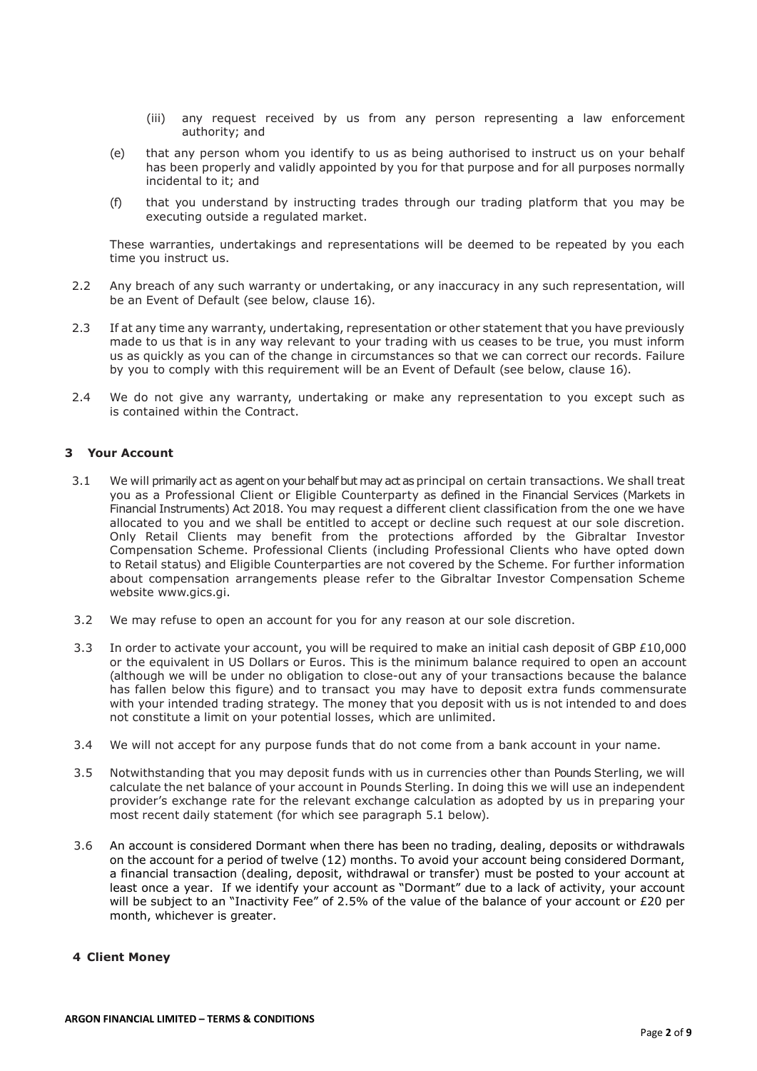(iii) any request received by us from any person representing a law enforcement authority; and

(e) that any person whom you identify to us as being authorised to instruct us on your behalf has been properly and validly appointed by you for that purpose and for all purposes normally incidental to it; and

(f) that you understand by instructing trades through our trading platform that you may be executing outside a regulated market.

These warranties, undertakings and representations will be deemed to be repeated by you each time you instruct us.

2.2 Any breach of any such warranty or undertaking, or any inaccuracy in any such representation, will be an Event of Default (see below, clause 16).

2.3 If at any time any warranty, undertaking, representation or other statement that you have previously made to us that is in any way relevant to your trading with us ceases to be true, you must inform us as quickly as you can of the change in circumstances so that we can correct our records. Failure by you to comply with this requirement will be an Event of Default (see below, clause 16).

2.4 We do not give any warranty, undertaking or make any representation to you except such as is contained within the Contract.

## 3 Your Account

3.1 We will primarily act as agent on your behalf but may act as principal on certain transactions. We shall treat you as a Professional Client or Eligible Counterparty as defined in the Financial Services (Markets in Financial Instruments) Act 2018. You may request a different client classification from the one we have allocated to you and we shall be entitled to accept or decline such request at our sole discretion. Only Retail Clients may benefit from the protections afforded by the Gibraltar Investor Compensation Scheme. Professional Clients (including Professional Clients who have opted down to Retail status) and Eligible Counterparties are not covered by the Scheme. For further information about compensation arrangements please refer to the Gibraltar Investor Compensation Scheme website www.gics.gi.

3.2 We may refuse to open an account for you for any reason at our sole discretion.

3.3 In order to activate your account, you will be required to make an initial cash deposit of GBP £10,000 or the equivalent in US Dollars or Euros. This is the minimum balance required to open an account (although we will be under no obligation to close-out any of your transactions because the balance has fallen below this figure) and to transact you may have to deposit extra funds commensurate with your intended trading strategy. The money that you deposit with us is not intended to and does not constitute a limit on your potential losses, which are unlimited.

3.4 We will not accept for any purpose funds that do not come from a bank account in your name.

3.5 Notwithstanding that you may deposit funds with us in currencies other than Pounds Sterling, we will calculate the net balance of your account in Pounds Sterling. In doing this we will use an independent provider's exchange rate for the relevant exchange calculation as adopted by us in preparing your most recent daily statement (for which see paragraph 5.1 below).

3.6 An account is considered Dormant when there has been no trading, dealing, deposits or withdrawals on the account for a period of twelve (12) months. To avoid your account being considered Dormant, a financial transaction (dealing, deposit, withdrawal or transfer) must be posted to your account at least once a year. If we identify your account as "Dormant" due to a lack of activity, your account will be subject to an "Inactivity Fee" of 2.5% of the value of the balance of your account or £20 per month, whichever is greater.

## 4 Client Money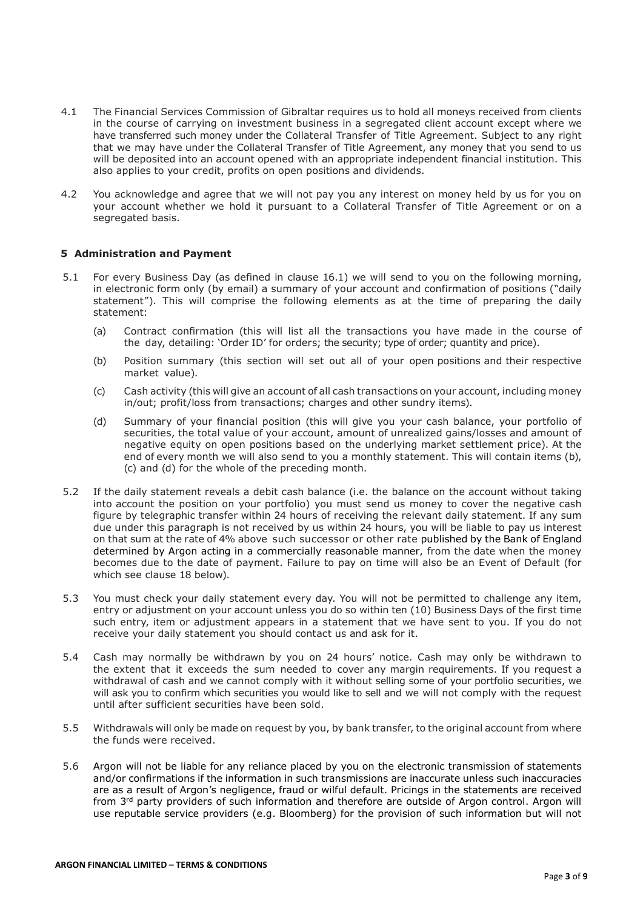4.1 The Financial Services Commission of Gibraltar requires us to hold all moneys received from clients in the course of carrying on investment business in a segregated client account except where we have transferred such money under the Collateral Transfer of Title Agreement. Subject to any right that we may have under the Collateral Transfer of Title Agreement, any money that you send to us will be deposited into an account opened with an appropriate independent financial institution. This also applies to your credit, profits on open positions and dividends.

4.2 You acknowledge and agree that we will not pay you any interest on money held by us for you on your account whether we hold it pursuant to a Collateral Transfer of Title Agreement or on a segregated basis.

## 5 Administration and Payment

5.1 For every Business Day (as defined in clause 16.1) we will send to you on the following morning, in electronic form only (by email) a summary of your account and confirmation of positions ("daily statement"). This will comprise the following elements as at the time of preparing the daily statement:

(a) Contract confirmation (this will list all the transactions you have made in the course of the day, detailing: 'Order ID' for orders; the security; type of order; quantity and price).

(b) Position summary (this section will set out all of your open positions and their respective market value).

(c) Cash activity (this will give an account of all cash transactions on your account, including money in/out; profit/loss from transactions; charges and other sundry items).

(d) Summary of your financial position (this will give you your cash balance, your portfolio of securities, the total value of your account, amount of unrealized gains/losses and amount of negative equity on open positions based on the underlying market settlement price). At the end of every month we will also send to you a monthly statement. This will contain items (b), (c) and (d) for the whole of the preceding month.

5.2 If the daily statement reveals a debit cash balance (i.e. the balance on the account without taking into account the position on your portfolio) you must send us money to cover the negative cash figure by telegraphic transfer within 24 hours of receiving the relevant daily statement. If any sum due under this paragraph is not received by us within 24 hours, you will be liable to pay us interest on that sum at the rate of 4% above such successor or other rate published by the Bank of England determined by Argon acting in a commercially reasonable manner, from the date when the money becomes due to the date of payment. Failure to pay on time will also be an Event of Default (for which see clause 18 below).

5.3 You must check your daily statement every day. You will not be permitted to challenge any item, entry or adjustment on your account unless you do so within ten (10) Business Days of the first time such entry, item or adjustment appears in a statement that we have sent to you. If you do not receive your daily statement you should contact us and ask for it.

5.4 Cash may normally be withdrawn by you on 24 hours' notice. Cash may only be withdrawn to the extent that it exceeds the sum needed to cover any margin requirements. If you request a withdrawal of cash and we cannot comply with it without selling some of your portfolio securities, we will ask you to confirm which securities you would like to sell and we will not comply with the request until after sufficient securities have been sold.

5.5 Withdrawals will only be made on request by you, by bank transfer, to the original account from where the funds were received.

5.6 Argon will not be liable for any reliance placed by you on the electronic transmission of statements and/or confirmations if the information in such transmissions are inaccurate unless such inaccuracies are as a result of Argon's negligence, fraud or wilful default. Pricings in the statements are received from 3rd party providers of such information and therefore are outside of Argon control. Argon will use reputable service providers (e.g. Bloomberg) for the provision of such information but will not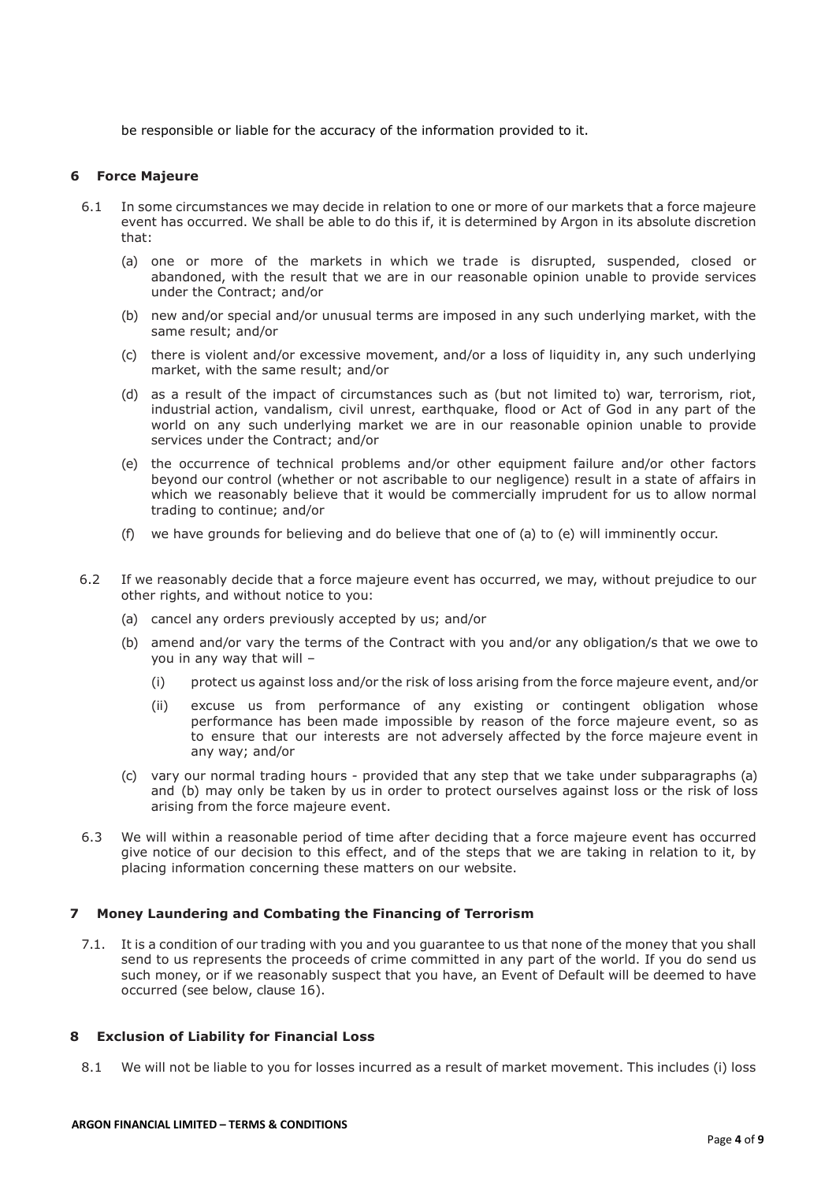be responsible or liable for the accuracy of the information provided to it.

## 6 Force Majeure

6.1 In some circumstances we may decide in relation to one or more of our markets that a force majeure event has occurred. We shall be able to do this if, it is determined by Argon in its absolute discretion that:

(a) one or more of the markets in which we trade is disrupted, suspended, closed or abandoned, with the result that we are in our reasonable opinion unable to provide services under the Contract; and/or

(b) new and/or special and/or unusual terms are imposed in any such underlying market, with the same result; and/or

(c) there is violent and/or excessive movement, and/or a loss of liquidity in, any such underlying market, with the same result; and/or

(d) as a result of the impact of circumstances such as (but not limited to) war, terrorism, riot, industrial action, vandalism, civil unrest, earthquake, flood or Act of God in any part of the world on any such underlying market we are in our reasonable opinion unable to provide services under the Contract; and/or

(e) the occurrence of technical problems and/or other equipment failure and/or other factors beyond our control (whether or not ascribable to our negligence) result in a state of affairs in which we reasonably believe that it would be commercially imprudent for us to allow normal trading to continue; and/or

(f) we have grounds for believing and do believe that one of (a) to (e) will imminently occur.

6.2 If we reasonably decide that a force majeure event has occurred, we may, without prejudice to our other rights, and without notice to you:

(a) cancel any orders previously accepted by us; and/or

(b) amend and/or vary the terms of the Contract with you and/or any obligation/s that we owe to you in any way that will –

(i) protect us against loss and/or the risk of loss arising from the force majeure event, and/or

(ii) excuse us from performance of any existing or contingent obligation whose performance has been made impossible by reason of the force majeure event, so as to ensure that our interests are not adversely affected by the force majeure event in any way; and/or

(c) vary our normal trading hours - provided that any step that we take under subparagraphs (a) and (b) may only be taken by us in order to protect ourselves against loss or the risk of loss arising from the force majeure event.

6.3 We will within a reasonable period of time after deciding that a force majeure event has occurred give notice of our decision to this effect, and of the steps that we are taking in relation to it, by placing information concerning these matters on our website.

## 7 Money Laundering and Combating the Financing of Terrorism

7.1. It is a condition of our trading with you and you guarantee to us that none of the money that you shall send to us represents the proceeds of crime committed in any part of the world. If you do send us such money, or if we reasonably suspect that you have, an Event of Default will be deemed to have occurred (see below, clause 16).

## 8 Exclusion of Liability for Financial Loss

8.1 We will not be liable to you for losses incurred as a result of market movement. This includes (i) loss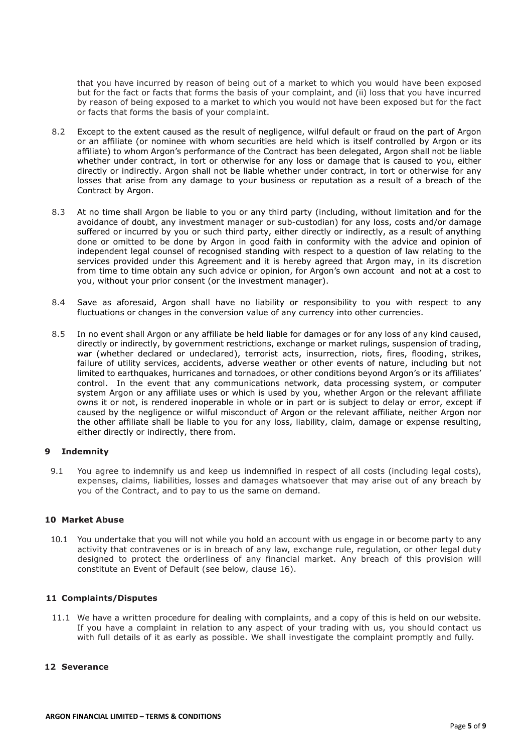that you have incurred by reason of being out of a market to which you would have been exposed but for the fact or facts that forms the basis of your complaint, and (ii) loss that you have incurred by reason of being exposed to a market to which you would not have been exposed but for the fact or facts that forms the basis of your complaint.

8.2 Except to the extent caused as the result of negligence, wilful default or fraud on the part of Argon or an affiliate (or nominee with whom securities are held which is itself controlled by Argon or its affiliate) to whom Argon's performance of the Contract has been delegated, Argon shall not be liable whether under contract, in tort or otherwise for any loss or damage that is caused to you, either directly or indirectly. Argon shall not be liable whether under contract, in tort or otherwise for any losses that arise from any damage to your business or reputation as a result of a breach of the Contract by Argon.

8.3 At no time shall Argon be liable to you or any third party (including, without limitation and for the avoidance of doubt, any investment manager or sub-custodian) for any loss, costs and/or damage suffered or incurred by you or such third party, either directly or indirectly, as a result of anything done or omitted to be done by Argon in good faith in conformity with the advice and opinion of independent legal counsel of recognised standing with respect to a question of law relating to the services provided under this Agreement and it is hereby agreed that Argon may, in its discretion from time to time obtain any such advice or opinion, for Argon's own account and not at a cost to you, without your prior consent (or the investment manager).

8.4 Save as aforesaid, Argon shall have no liability or responsibility to you with respect to any fluctuations or changes in the conversion value of any currency into other currencies.

8.5 In no event shall Argon or any affiliate be held liable for damages or for any loss of any kind caused, directly or indirectly, by government restrictions, exchange or market rulings, suspension of trading, war (whether declared or undeclared), terrorist acts, insurrection, riots, fires, flooding, strikes, failure of utility services, accidents, adverse weather or other events of nature, including but not limited to earthquakes, hurricanes and tornadoes, or other conditions beyond Argon's or its affiliates' control. In the event that any communications network, data processing system, or computer system Argon or any affiliate uses or which is used by you, whether Argon or the relevant affiliate owns it or not, is rendered inoperable in whole or in part or is subject to delay or error, except if caused by the negligence or wilful misconduct of Argon or the relevant affiliate, neither Argon nor the other affiliate shall be liable to you for any loss, liability, claim, damage or expense resulting, either directly or indirectly, there from.

## 9 Indemnity

9.1 You agree to indemnify us and keep us indemnified in respect of all costs (including legal costs), expenses, claims, liabilities, losses and damages whatsoever that may arise out of any breach by you of the Contract, and to pay to us the same on demand.

## 10 Market Abuse

10.1 You undertake that you will not while you hold an account with us engage in or become party to any activity that contravenes or is in breach of any law, exchange rule, regulation, or other legal duty designed to protect the orderliness of any financial market. Any breach of this provision will constitute an Event of Default (see below, clause 16).

## 11 Complaints/Disputes

11.1 We have a written procedure for dealing with complaints, and a copy of this is held on our website. If you have a complaint in relation to any aspect of your trading with us, you should contact us with full details of it as early as possible. We shall investigate the complaint promptly and fully.

## 12 Severance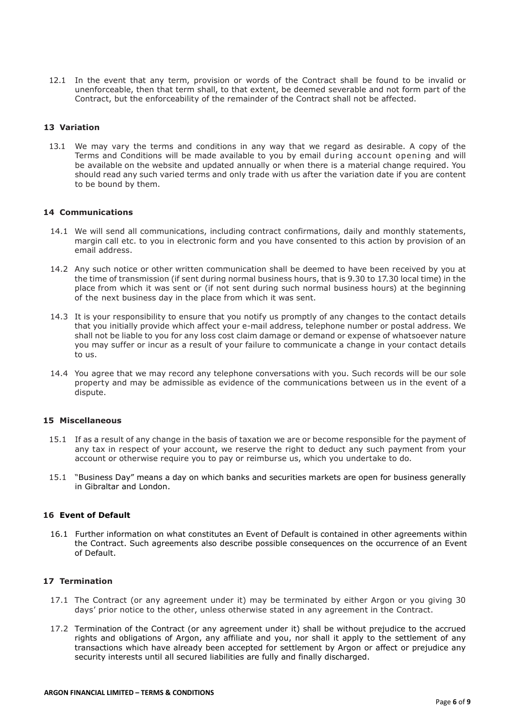12.1 In the event that any term, provision or words of the Contract shall be found to be invalid or unenforceable, then that term shall, to that extent, be deemed severable and not form part of the Contract, but the enforceability of the remainder of the Contract shall not be affected.

## 13 Variation

13.1 We may vary the terms and conditions in any way that we regard as desirable. A copy of the Terms and Conditions will be made available to you by email during account opening and will be available on the website and updated annually or when there is a material change required. You should read any such varied terms and only trade with us after the variation date if you are content to be bound by them.

## 14 Communications

14.1 We will send all communications, including contract confirmations, daily and monthly statements, margin call etc. to you in electronic form and you have consented to this action by provision of an email address.

14.2 Any such notice or other written communication shall be deemed to have been received by you at the time of transmission (if sent during normal business hours, that is 9.30 to 17.30 local time) in the place from which it was sent or (if not sent during such normal business hours) at the beginning of the next business day in the place from which it was sent.

14.3 It is your responsibility to ensure that you notify us promptly of any changes to the contact details that you initially provide which affect your e-mail address, telephone number or postal address. We shall not be liable to you for any loss cost claim damage or demand or expense of whatsoever nature you may suffer or incur as a result of your failure to communicate a change in your contact details to us.

14.4 You agree that we may record any telephone conversations with you. Such records will be our sole property and may be admissible as evidence of the communications between us in the event of a dispute.

## 15 Miscellaneous

15.1 If as a result of any change in the basis of taxation we are or become responsible for the payment of any tax in respect of your account, we reserve the right to deduct any such payment from your account or otherwise require you to pay or reimburse us, which you undertake to do.

15.1 "Business Day" means a day on which banks and securities markets are open for business generally in Gibraltar and London.

## 16 Event of Default

16.1 Further information on what constitutes an Event of Default is contained in other agreements within the Contract. Such agreements also describe possible consequences on the occurrence of an Event of Default.

## 17 Termination

17.1 The Contract (or any agreement under it) may be terminated by either Argon or you giving 30 days' prior notice to the other, unless otherwise stated in any agreement in the Contract.

17.2 Termination of the Contract (or any agreement under it) shall be without prejudice to the accrued rights and obligations of Argon, any affiliate and you, nor shall it apply to the settlement of any transactions which have already been accepted for settlement by Argon or affect or prejudice any security interests until all secured liabilities are fully and finally discharged.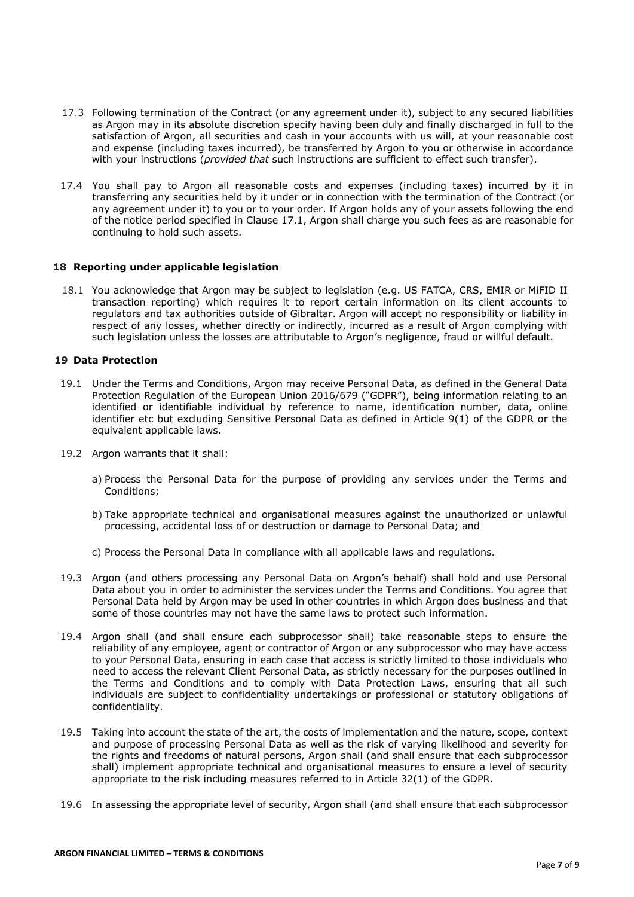17.3 Following termination of the Contract (or any agreement under it), subject to any secured liabilities as Argon may in its absolute discretion specify having been duly and finally discharged in full to the satisfaction of Argon, all securities and cash in your accounts with us will, at your reasonable cost and expense (including taxes incurred), be transferred by Argon to you or otherwise in accordance with your instructions (*provided that* such instructions are sufficient to effect such transfer).

17.4 You shall pay to Argon all reasonable costs and expenses (including taxes) incurred by it in transferring any securities held by it under or in connection with the termination of the Contract (or any agreement under it) to you or to your order. If Argon holds any of your assets following the end of the notice period specified in Clause 17.1, Argon shall charge you such fees as are reasonable for continuing to hold such assets.

## 18 Reporting under applicable legislation

18.1 You acknowledge that Argon may be subject to legislation (e.g. US FATCA, CRS, EMIR or MiFID II transaction reporting) which requires it to report certain information on its client accounts to regulators and tax authorities outside of Gibraltar. Argon will accept no responsibility or liability in respect of any losses, whether directly or indirectly, incurred as a result of Argon complying with such legislation unless the losses are attributable to Argon's negligence, fraud or willful default.

## 19 Data Protection

19.1 Under the Terms and Conditions, Argon may receive Personal Data, as defined in the General Data Protection Regulation of the European Union 2016/679 ("GDPR"), being information relating to an identified or identifiable individual by reference to name, identification number, data, online identifier etc but excluding Sensitive Personal Data as defined in Article 9(1) of the GDPR or the equivalent applicable laws.

19.2 Argon warrants that it shall:

a) Process the Personal Data for the purpose of providing any services under the Terms and Conditions;

b) Take appropriate technical and organisational measures against the unauthorized or unlawful processing, accidental loss of or destruction or damage to Personal Data; and

c) Process the Personal Data in compliance with all applicable laws and regulations.

19.3 Argon (and others processing any Personal Data on Argon's behalf) shall hold and use Personal Data about you in order to administer the services under the Terms and Conditions. You agree that Personal Data held by Argon may be used in other countries in which Argon does business and that some of those countries may not have the same laws to protect such information.

19.4 Argon shall (and shall ensure each subprocessor shall) take reasonable steps to ensure the reliability of any employee, agent or contractor of Argon or any subprocessor who may have access to your Personal Data, ensuring in each case that access is strictly limited to those individuals who need to access the relevant Client Personal Data, as strictly necessary for the purposes outlined in the Terms and Conditions and to comply with Data Protection Laws, ensuring that all such individuals are subject to confidentiality undertakings or professional or statutory obligations of confidentiality.

19.5 Taking into account the state of the art, the costs of implementation and the nature, scope, context and purpose of processing Personal Data as well as the risk of varying likelihood and severity for the rights and freedoms of natural persons, Argon shall (and shall ensure that each subprocessor shall) implement appropriate technical and organisational measures to ensure a level of security appropriate to the risk including measures referred to in Article 32(1) of the GDPR.

19.6 In assessing the appropriate level of security, Argon shall (and shall ensure that each subprocessor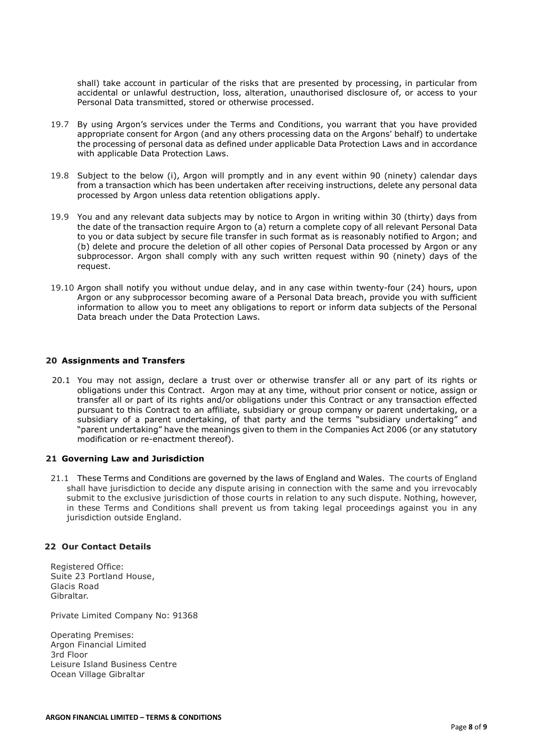shall) take account in particular of the risks that are presented by processing, in particular from accidental or unlawful destruction, loss, alteration, unauthorised disclosure of, or access to your Personal Data transmitted, stored or otherwise processed.

19.7 By using Argon's services under the Terms and Conditions, you warrant that you have provided appropriate consent for Argon (and any others processing data on the Argons' behalf) to undertake the processing of personal data as defined under applicable Data Protection Laws and in accordance with applicable Data Protection Laws.

19.8 Subject to the below (i), Argon will promptly and in any event within 90 (ninety) calendar days from a transaction which has been undertaken after receiving instructions, delete any personal data processed by Argon unless data retention obligations apply.

19.9 You and any relevant data subjects may by notice to Argon in writing within 30 (thirty) days from the date of the transaction require Argon to (a) return a complete copy of all relevant Personal Data to you or data subject by secure file transfer in such format as is reasonably notified to Argon; and (b) delete and procure the deletion of all other copies of Personal Data processed by Argon or any subprocessor. Argon shall comply with any such written request within 90 (ninety) days of the request.

19.10 Argon shall notify you without undue delay, and in any case within twenty-four (24) hours, upon Argon or any subprocessor becoming aware of a Personal Data breach, provide you with sufficient information to allow you to meet any obligations to report or inform data subjects of the Personal Data breach under the Data Protection Laws.

## 20 Assignments and Transfers

20.1 You may not assign, declare a trust over or otherwise transfer all or any part of its rights or obligations under this Contract. Argon may at any time, without prior consent or notice, assign or transfer all or part of its rights and/or obligations under this Contract or any transaction effected pursuant to this Contract to an affiliate, subsidiary or group company or parent undertaking, or a subsidiary of a parent undertaking, of that party and the terms "subsidiary undertaking" and "parent undertaking" have the meanings given to them in the Companies Act 2006 (or any statutory modification or re-enactment thereof).

## 21 Governing Law and Jurisdiction

21.1 These Terms and Conditions are governed by the laws of England and Wales. The courts of England shall have jurisdiction to decide any dispute arising in connection with the same and you irrevocably submit to the exclusive jurisdiction of those courts in relation to any such dispute. Nothing, however, in these Terms and Conditions shall prevent us from taking legal proceedings against you in any jurisdiction outside England.

## 22 Our Contact Details

Registered Office:
Suite 23 Portland House,
Glacis Road
Gibraltar.

Private Limited Company No: 91368

Operating Premises:
Argon Financial Limited
3rd Floor
Leisure Island Business Centre
Ocean Village Gibraltar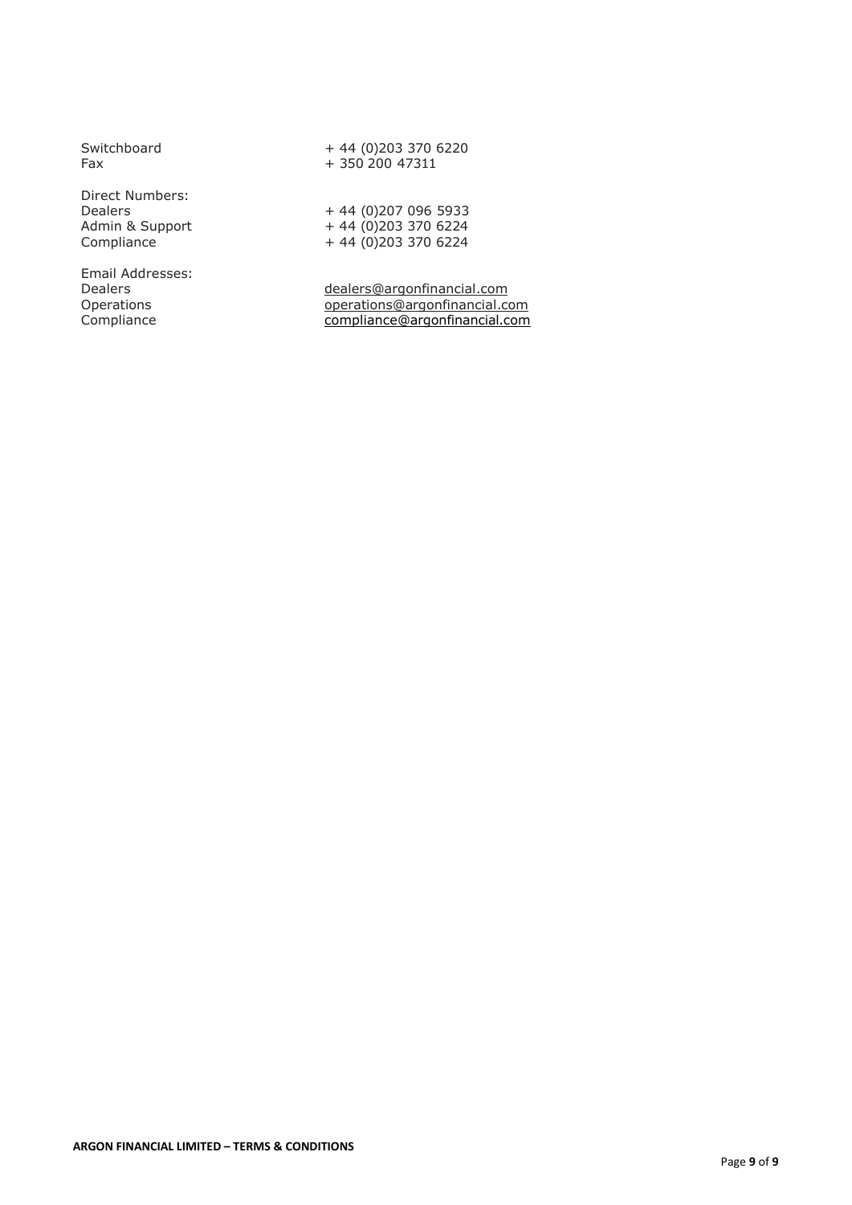| | |
|---|---|
| Switchboard | + 44 (0)203 370 6220 |
| Fax | + 350 200 47311 |

Direct Numbers:

| | |
|---|---|
| Dealers | + 44 (0)207 096 5933 |
| Admin & Support | + 44 (0)203 370 6224 |
| Compliance | + 44 (0)203 370 6224 |

Email Addresses:

| | |
|---|---|
| Dealers | dealers@argonfinancial.com |
| Operations | operations@argonfinancial.com |
| Compliance | compliance@argonfinancial.com |